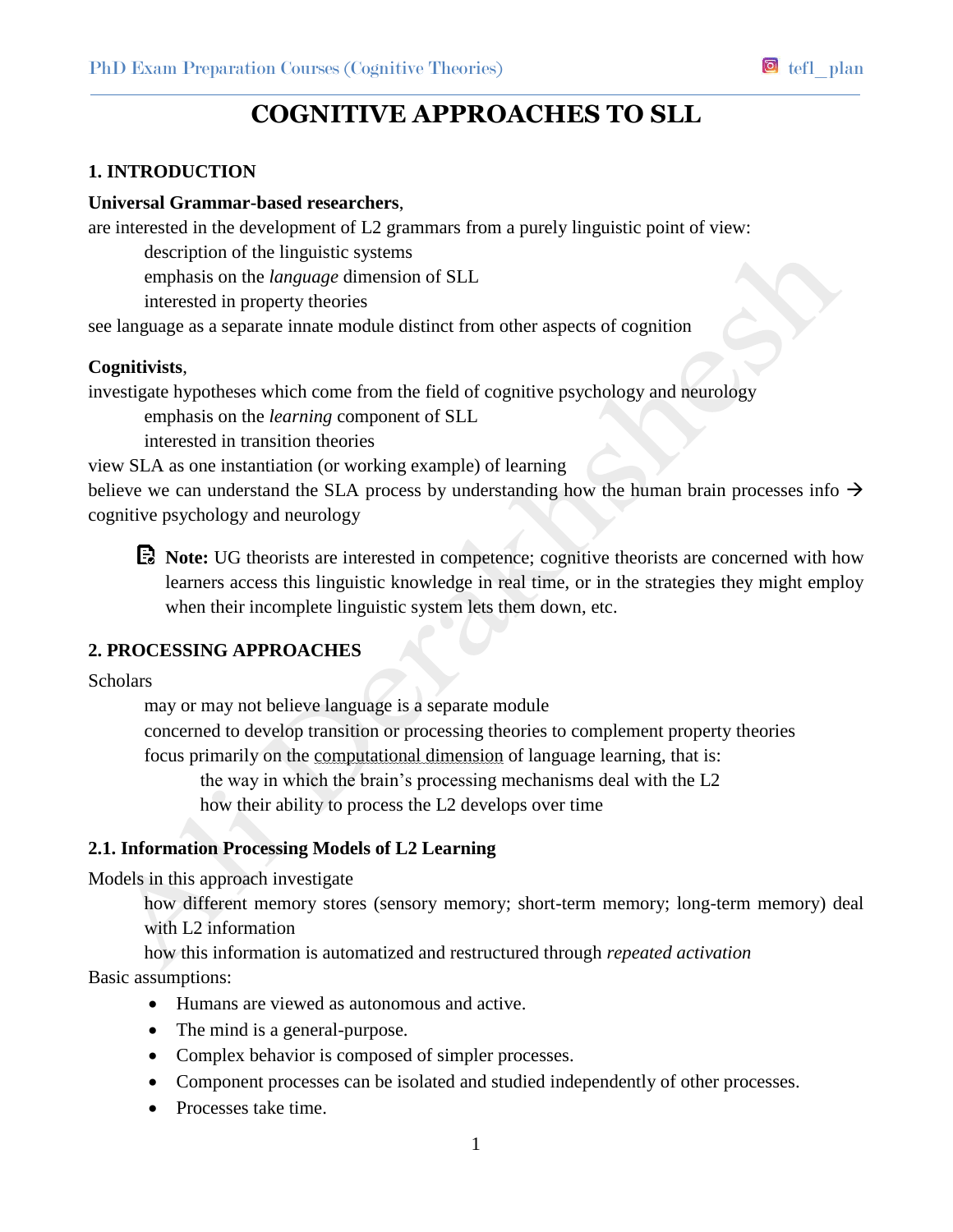# COGNITIVE APPROACHES TO SLL

## 1. INTRODUCTION

**Universal Grammar-based researchers**,

are interested in the development of L2 grammars from a purely linguistic point of view:

- description of the linguistic systems
- emphasis on the *language* dimension of SLL
- interested in property theories

see language as a separate innate module distinct from other aspects of cognition

**Cognitivists**,

investigate hypotheses which come from the field of cognitive psychology and neurology

- emphasis on the *learning* component of SLL
- interested in transition theories

view SLA as one instantiation (or working example) of learning

believe we can understand the SLA process by understanding how the human brain processes info → cognitive psychology and neurology

> **Note:** UG theorists are interested in competence; cognitive theorists are concerned with how learners access this linguistic knowledge in real time, or in the strategies they might employ when their incomplete linguistic system lets them down, etc.

## 2. PROCESSING APPROACHES

Scholars

- may or may not believe language is a separate module
- concerned to develop transition or processing theories to complement property theories
- focus primarily on the computational dimension of language learning, that is:
  - the way in which the brain's processing mechanisms deal with the L2
  - how their ability to process the L2 develops over time

### 2.1. Information Processing Models of L2 Learning

Models in this approach investigate

- how different memory stores (sensory memory; short-term memory; long-term memory) deal with L2 information
- how this information is automatized and restructured through *repeated activation*

Basic assumptions:

- Humans are viewed as autonomous and active.
- The mind is a general-purpose.
- Complex behavior is composed of simpler processes.
- Component processes can be isolated and studied independently of other processes.
- Processes take time.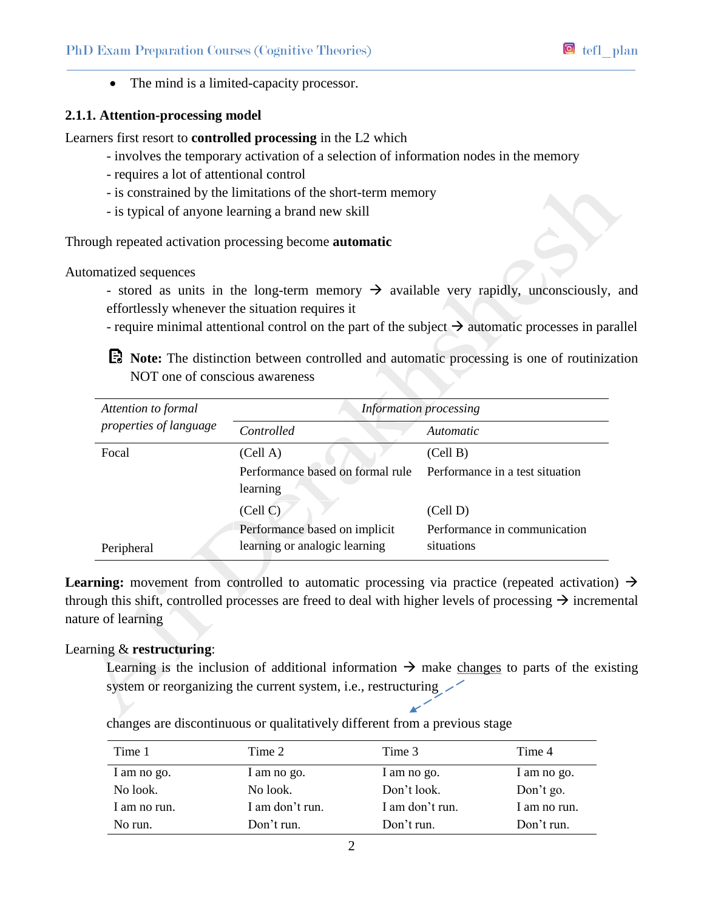- The mind is a limited-capacity processor.

### 2.1.1. Attention-processing model

Learners first resort to **controlled processing** in the L2 which

- involves the temporary activation of a selection of information nodes in the memory
- requires a lot of attentional control
- is constrained by the limitations of the short-term memory
- is typical of anyone learning a brand new skill

Through repeated activation processing become **automatic**

Automatized sequences

- stored as units in the long-term memory → available very rapidly, unconsciously, and effortlessly whenever the situation requires it
- require minimal attentional control on the part of the subject → automatic processes in parallel

> **Note:** The distinction between controlled and automatic processing is one of routinization NOT one of conscious awareness

| *Attention to formal properties of language* | *Information processing* | |
|---|---|---|
| | *Controlled* | *Automatic* |
| Focal | (Cell A) Performance based on formal rule learning | (Cell B) Performance in a test situation |
| Peripheral | (Cell C) Performance based on implicit learning or analogic learning | (Cell D) Performance in communication situations |

**Learning:** movement from controlled to automatic processing via practice (repeated activation) → through this shift, controlled processes are freed to deal with higher levels of processing → incremental nature of learning

Learning & **restructuring**:

Learning is the inclusion of additional information → make changes to parts of the existing system or reorganizing the current system, i.e., restructuring

changes are discontinuous or qualitatively different from a previous stage

| Time 1 | Time 2 | Time 3 | Time 4 |
|---|---|---|---|
| I am no go. | I am no go. | I am no go. | I am no go. |
| No look. | No look. | Don't look. | Don't go. |
| I am no run. | I am don't run. | I am don't run. | I am no run. |
| No run. | Don't run. | Don't run. | Don't run. |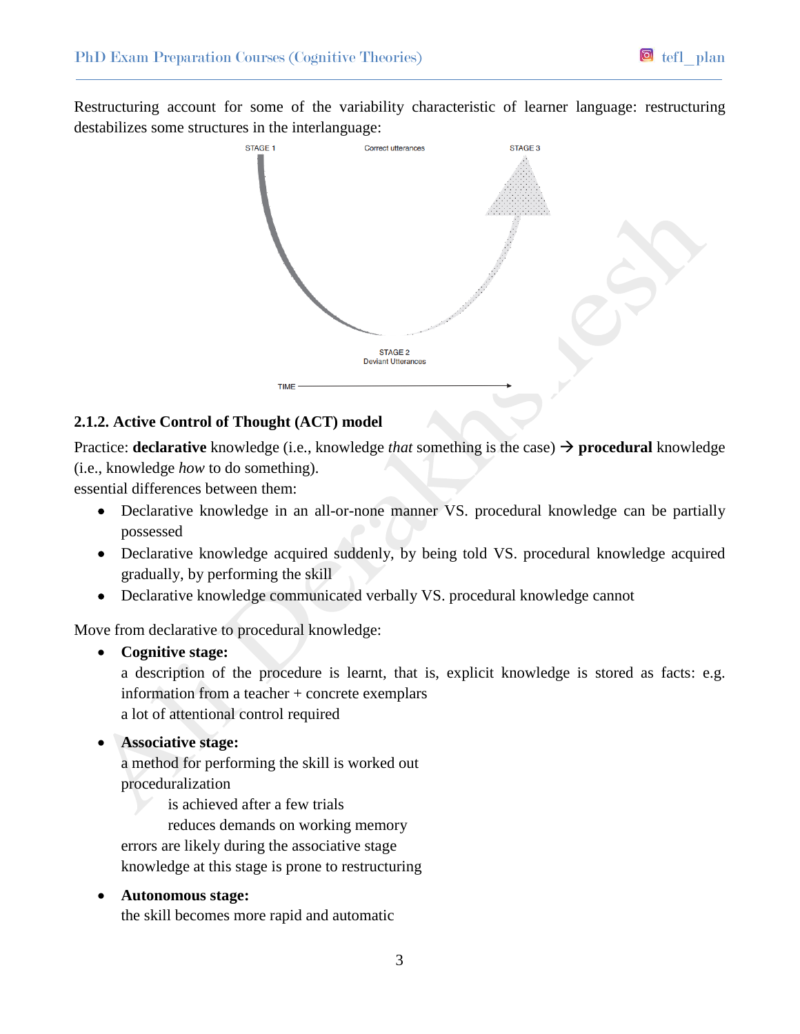Restructuring account for some of the variability characteristic of learner language: restructuring destabilizes some structures in the interlanguage:

STAGE 1 | Correct utterances | STAGE 3

STAGE 2
Deviant Utterances

TIME →

### 2.1.2. Active Control of Thought (ACT) model

Practice: **declarative** knowledge (i.e., knowledge *that* something is the case) → **procedural** knowledge (i.e., knowledge *how* to do something).

essential differences between them:

- Declarative knowledge in an all-or-none manner VS. procedural knowledge can be partially possessed
- Declarative knowledge acquired suddenly, by being told VS. procedural knowledge acquired gradually, by performing the skill
- Declarative knowledge communicated verbally VS. procedural knowledge cannot

Move from declarative to procedural knowledge:

- **Cognitive stage:**
  a description of the procedure is learnt, that is, explicit knowledge is stored as facts: e.g. information from a teacher + concrete exemplars
  a lot of attentional control required

- **Associative stage:**
  a method for performing the skill is worked out
  proceduralization
    is achieved after a few trials
    reduces demands on working memory
  errors are likely during the associative stage
  knowledge at this stage is prone to restructuring

- **Autonomous stage:**
  the skill becomes more rapid and automatic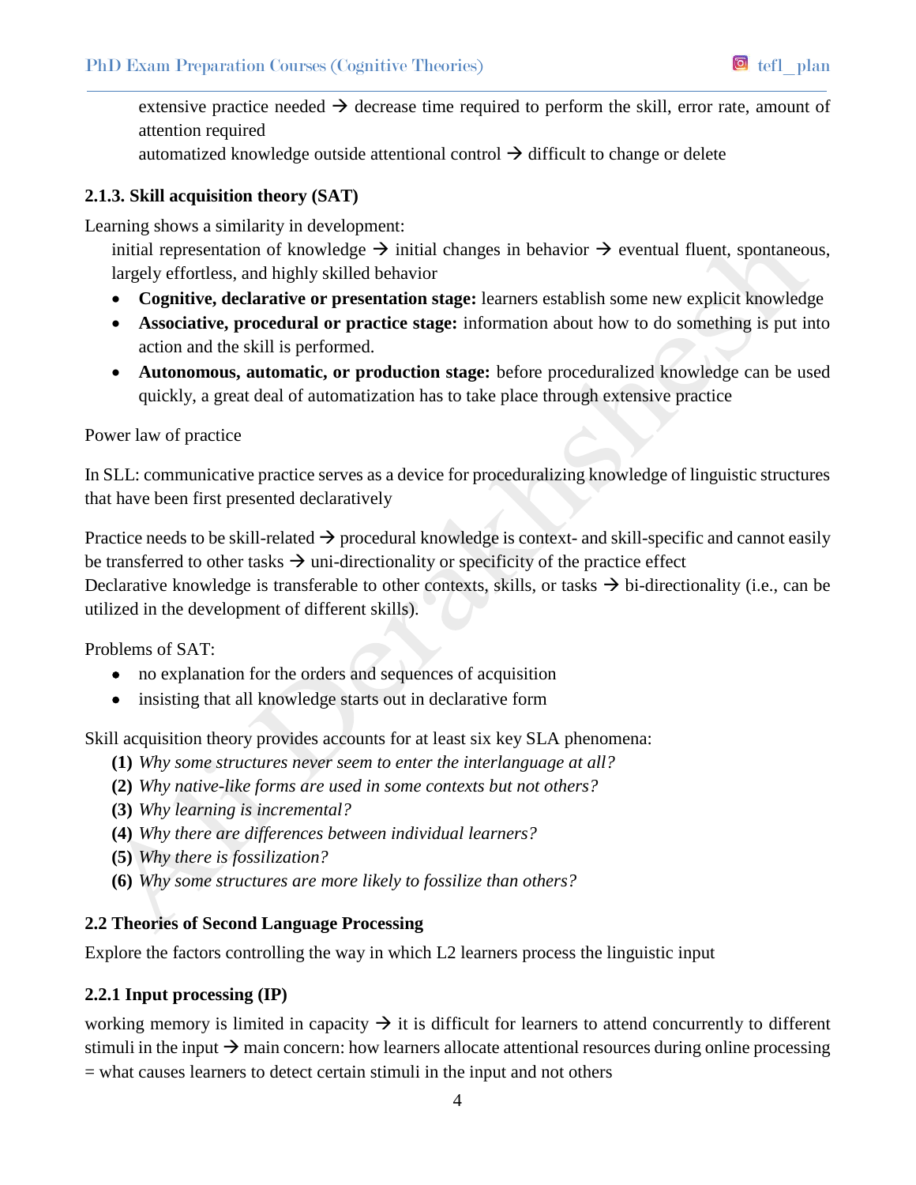extensive practice needed → decrease time required to perform the skill, error rate, amount of attention required

automatized knowledge outside attentional control → difficult to change or delete

### 2.1.3. Skill acquisition theory (SAT)

Learning shows a similarity in development:

initial representation of knowledge → initial changes in behavior → eventual fluent, spontaneous, largely effortless, and highly skilled behavior

- **Cognitive, declarative or presentation stage:** learners establish some new explicit knowledge
- **Associative, procedural or practice stage:** information about how to do something is put into action and the skill is performed.
- **Autonomous, automatic, or production stage:** before proceduralized knowledge can be used quickly, a great deal of automatization has to take place through extensive practice

Power law of practice

In SLL: communicative practice serves as a device for proceduralizing knowledge of linguistic structures that have been first presented declaratively

Practice needs to be skill-related → procedural knowledge is context- and skill-specific and cannot easily be transferred to other tasks → uni-directionality or specificity of the practice effect

Declarative knowledge is transferable to other contexts, skills, or tasks → bi-directionality (i.e., can be utilized in the development of different skills).

Problems of SAT:

- no explanation for the orders and sequences of acquisition
- insisting that all knowledge starts out in declarative form

Skill acquisition theory provides accounts for at least six key SLA phenomena:

**(1)** *Why some structures never seem to enter the interlanguage at all?*
**(2)** *Why native-like forms are used in some contexts but not others?*
**(3)** *Why learning is incremental?*
**(4)** *Why there are differences between individual learners?*
**(5)** *Why there is fossilization?*
**(6)** *Why some structures are more likely to fossilize than others?*

## 2.2 Theories of Second Language Processing

Explore the factors controlling the way in which L2 learners process the linguistic input

### 2.2.1 Input processing (IP)

working memory is limited in capacity → it is difficult for learners to attend concurrently to different stimuli in the input → main concern: how learners allocate attentional resources during online processing = what causes learners to detect certain stimuli in the input and not others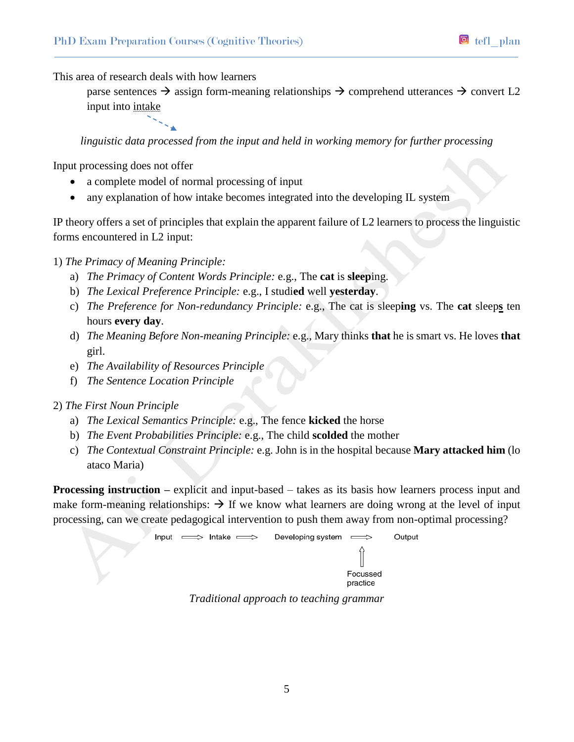This area of research deals with how learners

> parse sentences → assign form-meaning relationships → comprehend utterances → convert L2 input into intake

*linguistic data processed from the input and held in working memory for further processing*

Input processing does not offer

- a complete model of normal processing of input
- any explanation of how intake becomes integrated into the developing IL system

IP theory offers a set of principles that explain the apparent failure of L2 learners to process the linguistic forms encountered in L2 input:

1) *The Primacy of Meaning Principle:*
   a) *The Primacy of Content Words Principle:* e.g., The **cat** is **sleep**ing.
   b) *The Lexical Preference Principle:* e.g., I studi**ed** well **yesterday**.
   c) *The Preference for Non-redundancy Principle:* e.g., The cat is sleep**ing** vs. The **cat** sleep**s** ten hours **every day**.
   d) *The Meaning Before Non-meaning Principle:* e.g., Mary thinks **that** he is smart vs. He loves **that** girl.
   e) *The Availability of Resources Principle*
   f) *The Sentence Location Principle*

2) *The First Noun Principle*
   a) *The Lexical Semantics Principle:* e.g., The fence **kicked** the horse
   b) *The Event Probabilities Principle:* e.g., The child **scolded** the mother
   c) *The Contextual Constraint Principle:* e.g. John is in the hospital because **Mary attacked him** (lo ataco Maria)

**Processing instruction** – explicit and input-based – takes as its basis how learners process input and make form-meaning relationships: → If we know what learners are doing wrong at the level of input processing, can we create pedagogical intervention to push them away from non-optimal processing?

Input ⟹ Intake ⟹ Developing system ⟹ Output
(Focussed practice → Developing system)

*Traditional approach to teaching grammar*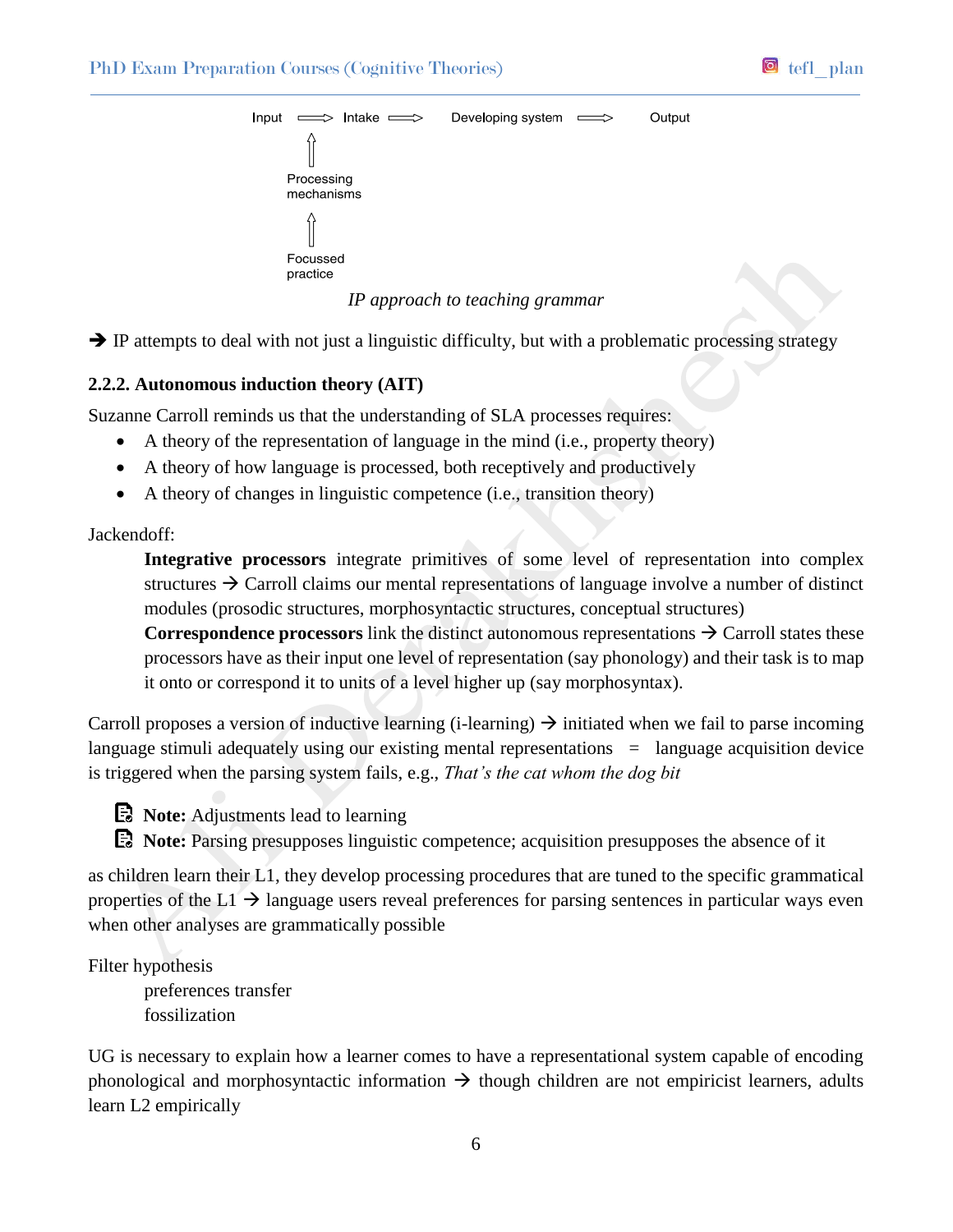Input ⟹ Intake ⟹ Developing system ⟹ Output

⇑

Processing mechanisms

⇑

Focussed practice

*IP approach to teaching grammar*

➔ IP attempts to deal with not just a linguistic difficulty, but with a problematic processing strategy

### 2.2.2. Autonomous induction theory (AIT)

Suzanne Carroll reminds us that the understanding of SLA processes requires:

- A theory of the representation of language in the mind (i.e., property theory)
- A theory of how language is processed, both receptively and productively
- A theory of changes in linguistic competence (i.e., transition theory)

Jackendoff:

**Integrative processors** integrate primitives of some level of representation into complex structures → Carroll claims our mental representations of language involve a number of distinct modules (prosodic structures, morphosyntactic structures, conceptual structures)

**Correspondence processors** link the distinct autonomous representations → Carroll states these processors have as their input one level of representation (say phonology) and their task is to map it onto or correspond it to units of a level higher up (say morphosyntax).

Carroll proposes a version of inductive learning (i-learning) → initiated when we fail to parse incoming language stimuli adequately using our existing mental representations = language acquisition device is triggered when the parsing system fails, e.g., *That's the cat whom the dog bit*

**Note:** Adjustments lead to learning

**Note:** Parsing presupposes linguistic competence; acquisition presupposes the absence of it

as children learn their L1, they develop processing procedures that are tuned to the specific grammatical properties of the L1 → language users reveal preferences for parsing sentences in particular ways even when other analyses are grammatically possible

Filter hypothesis

preferences transfer

fossilization

UG is necessary to explain how a learner comes to have a representational system capable of encoding phonological and morphosyntactic information → though children are not empiricist learners, adults learn L2 empirically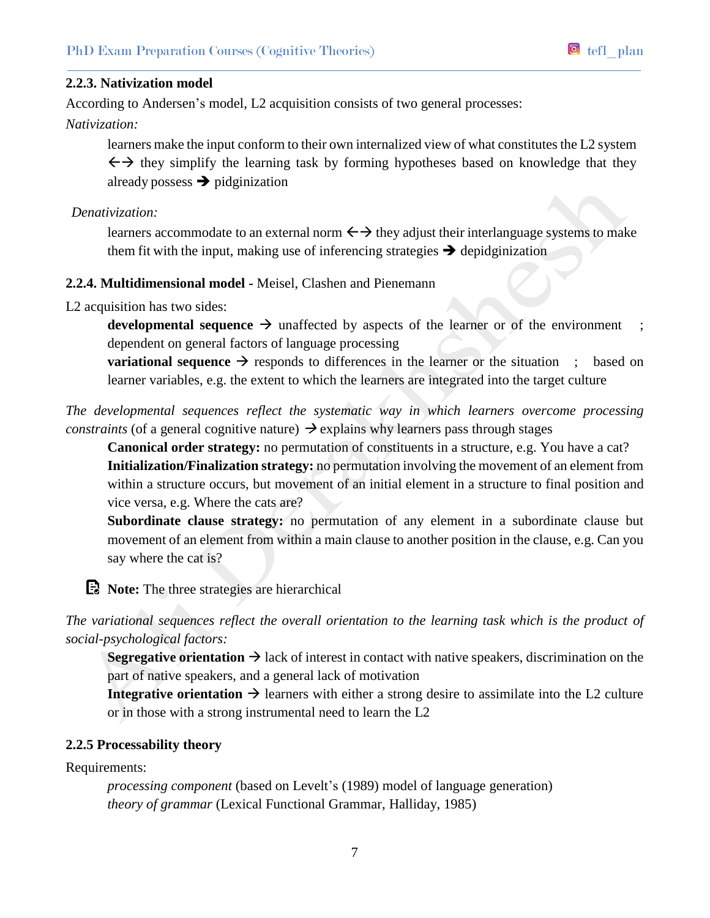### 2.2.3. Nativization model

According to Andersen's model, L2 acquisition consists of two general processes:

*Nativization:*

> learners make the input conform to their own internalized view of what constitutes the L2 system ←→ they simplify the learning task by forming hypotheses based on knowledge that they already possess ➔ pidginization

*Denativization:*

> learners accommodate to an external norm ←→ they adjust their interlanguage systems to make them fit with the input, making use of inferencing strategies ➔ depidginization

### 2.2.4. Multidimensional model - Meisel, Clashen and Pienemann

L2 acquisition has two sides:

> **developmental sequence** → unaffected by aspects of the learner or of the environment ; dependent on general factors of language processing
>
> **variational sequence** → responds to differences in the learner or the situation ; based on learner variables, e.g. the extent to which the learners are integrated into the target culture

*The developmental sequences reflect the systematic way in which learners overcome processing constraints* (of a general cognitive nature) → explains why learners pass through stages

> **Canonical order strategy:** no permutation of constituents in a structure, e.g. You have a cat?
>
> **Initialization/Finalization strategy:** no permutation involving the movement of an element from within a structure occurs, but movement of an initial element in a structure to final position and vice versa, e.g. Where the cats are?
>
> **Subordinate clause strategy:** no permutation of any element in a subordinate clause but movement of an element from within a main clause to another position in the clause, e.g. Can you say where the cat is?

**Note:** The three strategies are hierarchical

*The variational sequences reflect the overall orientation to the learning task which is the product of social-psychological factors:*

> **Segregative orientation** → lack of interest in contact with native speakers, discrimination on the part of native speakers, and a general lack of motivation
>
> **Integrative orientation** → learners with either a strong desire to assimilate into the L2 culture or in those with a strong instrumental need to learn the L2

### 2.2.5 Processability theory

Requirements:

> *processing component* (based on Levelt's (1989) model of language generation)
>
> *theory of grammar* (Lexical Functional Grammar, Halliday, 1985)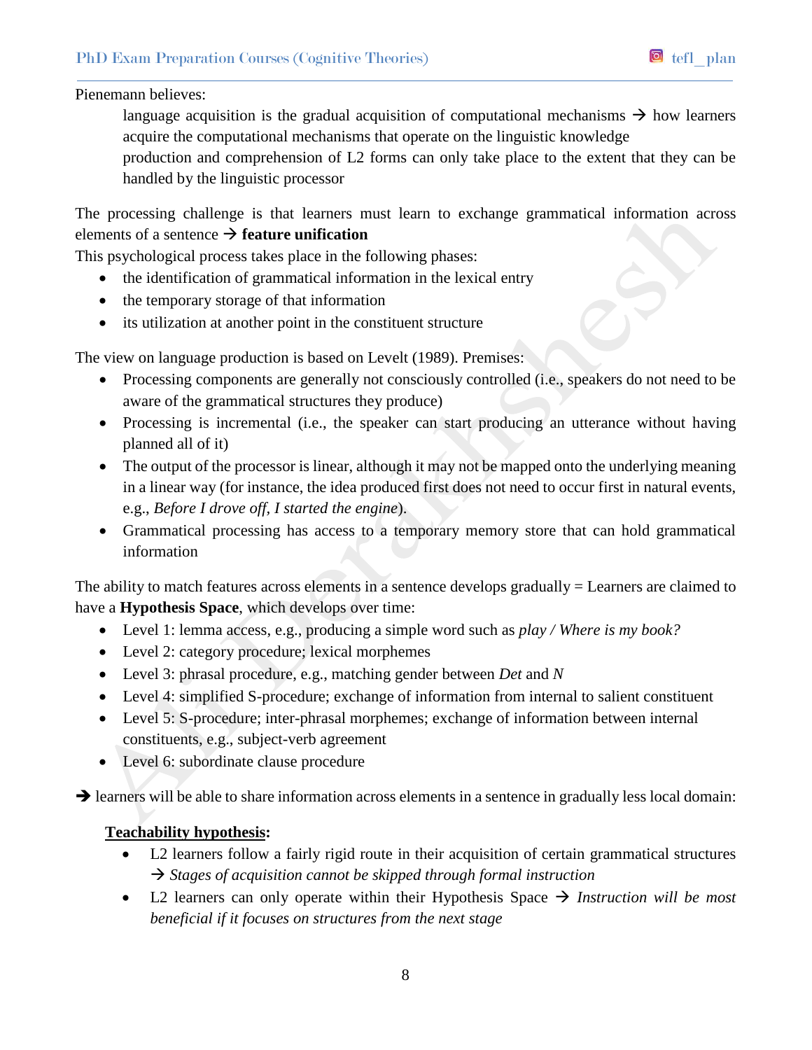Pienemann believes:

language acquisition is the gradual acquisition of computational mechanisms → how learners acquire the computational mechanisms that operate on the linguistic knowledge

production and comprehension of L2 forms can only take place to the extent that they can be handled by the linguistic processor

The processing challenge is that learners must learn to exchange grammatical information across elements of a sentence → **feature unification**

This psychological process takes place in the following phases:

- the identification of grammatical information in the lexical entry
- the temporary storage of that information
- its utilization at another point in the constituent structure

The view on language production is based on Levelt (1989). Premises:

- Processing components are generally not consciously controlled (i.e., speakers do not need to be aware of the grammatical structures they produce)
- Processing is incremental (i.e., the speaker can start producing an utterance without having planned all of it)
- The output of the processor is linear, although it may not be mapped onto the underlying meaning in a linear way (for instance, the idea produced first does not need to occur first in natural events, e.g., *Before I drove off, I started the engine*).
- Grammatical processing has access to a temporary memory store that can hold grammatical information

The ability to match features across elements in a sentence develops gradually = Learners are claimed to have a **Hypothesis Space**, which develops over time:

- Level 1: lemma access, e.g., producing a simple word such as *play / Where is my book?*
- Level 2: category procedure; lexical morphemes
- Level 3: phrasal procedure, e.g., matching gender between *Det* and *N*
- Level 4: simplified S-procedure; exchange of information from internal to salient constituent
- Level 5: S-procedure; inter-phrasal morphemes; exchange of information between internal constituents, e.g., subject-verb agreement
- Level 6: subordinate clause procedure

➔ learners will be able to share information across elements in a sentence in gradually less local domain:

**<u>Teachability hypothesis</u>:**

- L2 learners follow a fairly rigid route in their acquisition of certain grammatical structures → *Stages of acquisition cannot be skipped through formal instruction*
- L2 learners can only operate within their Hypothesis Space → *Instruction will be most beneficial if it focuses on structures from the next stage*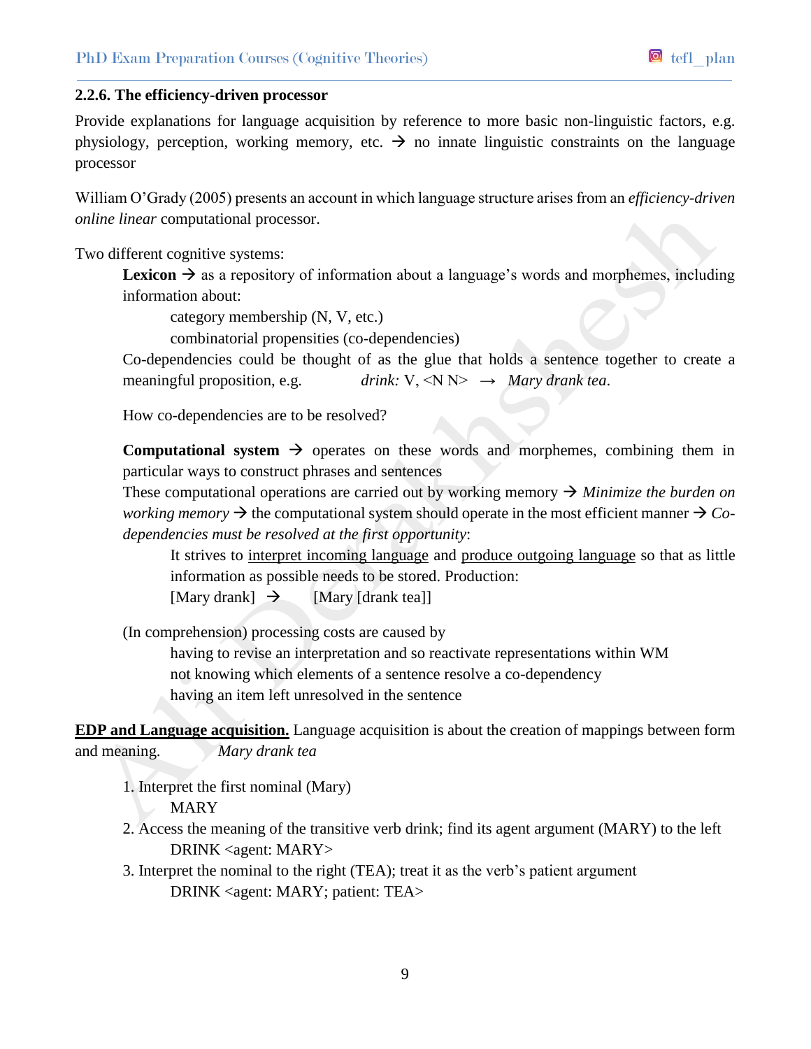### 2.2.6. The efficiency-driven processor

Provide explanations for language acquisition by reference to more basic non-linguistic factors, e.g. physiology, perception, working memory, etc. → no innate linguistic constraints on the language processor

William O'Grady (2005) presents an account in which language structure arises from an *efficiency-driven online linear* computational processor.

Two different cognitive systems:

**Lexicon** → as a repository of information about a language's words and morphemes, including information about:

category membership (N, V, etc.)

combinatorial propensities (co-dependencies)

Co-dependencies could be thought of as the glue that holds a sentence together to create a meaningful proposition, e.g. *drink:* V, <N N> → *Mary drank tea*.

How co-dependencies are to be resolved?

**Computational system** → operates on these words and morphemes, combining them in particular ways to construct phrases and sentences

These computational operations are carried out by working memory → *Minimize the burden on working memory* → the computational system should operate in the most efficient manner → *Co-dependencies must be resolved at the first opportunity*:

It strives to <u>interpret incoming language</u> and <u>produce outgoing language</u> so that as little information as possible needs to be stored. Production:

[Mary drank] → [Mary [drank tea]]

(In comprehension) processing costs are caused by

having to revise an interpretation and so reactivate representations within WM

not knowing which elements of a sentence resolve a co-dependency

having an item left unresolved in the sentence

**<u>EDP and Language acquisition.</u>** Language acquisition is about the creation of mappings between form and meaning. *Mary drank tea*

1. Interpret the first nominal (Mary)
   MARY
2. Access the meaning of the transitive verb drink; find its agent argument (MARY) to the left
   DRINK <agent: MARY>
3. Interpret the nominal to the right (TEA); treat it as the verb's patient argument
   DRINK <agent: MARY; patient: TEA>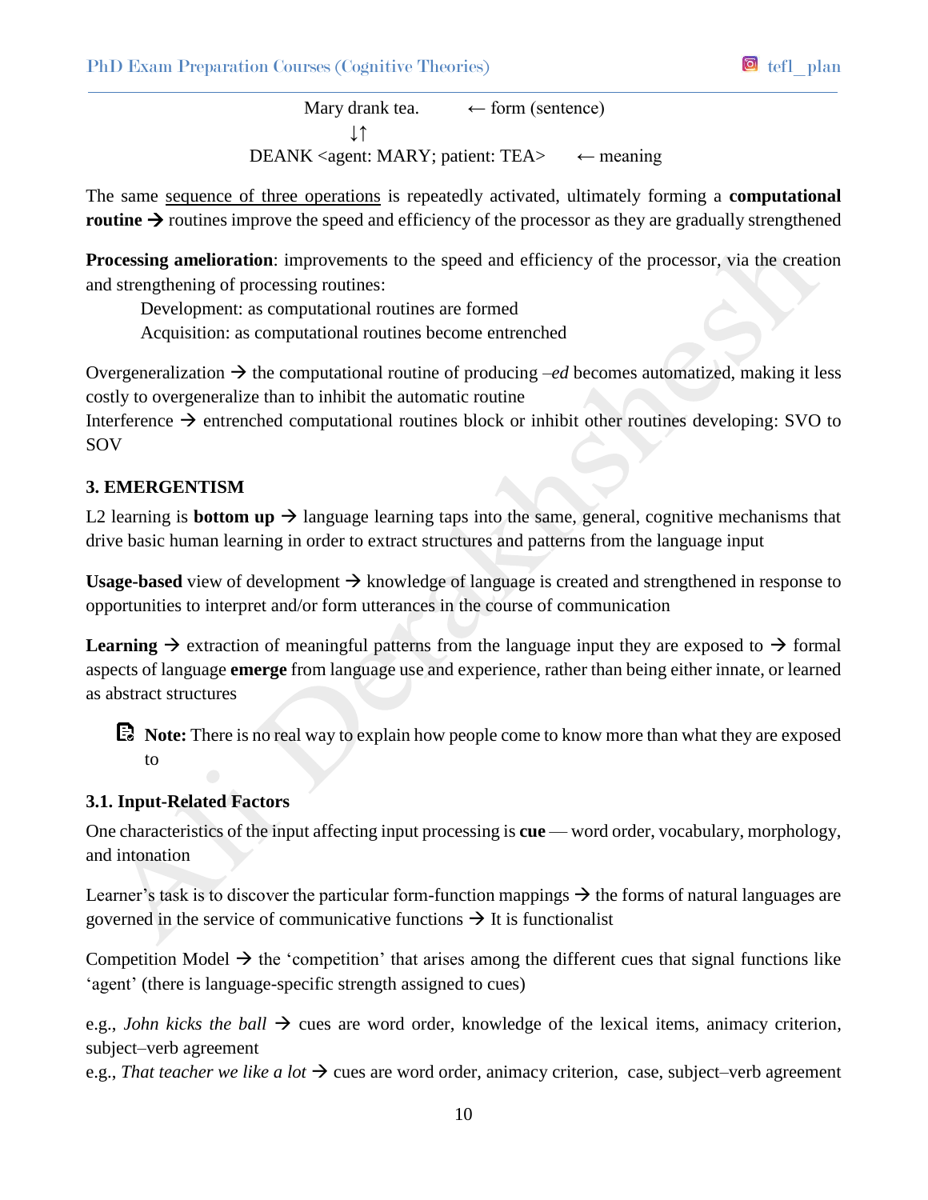Mary drank tea. ← form (sentence)

↓↑

DEANK <agent: MARY; patient: TEA> ← meaning

The same <u>sequence of three operations</u> is repeatedly activated, ultimately forming a **computational routine** → routines improve the speed and efficiency of the processor as they are gradually strengthened

**Processing amelioration**: improvements to the speed and efficiency of the processor, via the creation and strengthening of processing routines:

Development: as computational routines are formed

Acquisition: as computational routines become entrenched

Overgeneralization → the computational routine of producing *–ed* becomes automatized, making it less costly to overgeneralize than to inhibit the automatic routine

Interference → entrenched computational routines block or inhibit other routines developing: SVO to SOV

### 3. EMERGENTISM

L2 learning is **bottom up** → language learning taps into the same, general, cognitive mechanisms that drive basic human learning in order to extract structures and patterns from the language input

**Usage-based** view of development → knowledge of language is created and strengthened in response to opportunities to interpret and/or form utterances in the course of communication

**Learning** → extraction of meaningful patterns from the language input they are exposed to → formal aspects of language **emerge** from language use and experience, rather than being either innate, or learned as abstract structures

> **Note:** There is no real way to explain how people come to know more than what they are exposed to

#### 3.1. Input-Related Factors

One characteristics of the input affecting input processing is **cue** — word order, vocabulary, morphology, and intonation

Learner's task is to discover the particular form-function mappings → the forms of natural languages are governed in the service of communicative functions → It is functionalist

Competition Model → the 'competition' that arises among the different cues that signal functions like 'agent' (there is language-specific strength assigned to cues)

e.g., *John kicks the ball* → cues are word order, knowledge of the lexical items, animacy criterion, subject–verb agreement

e.g., *That teacher we like a lot* → cues are word order, animacy criterion, case, subject–verb agreement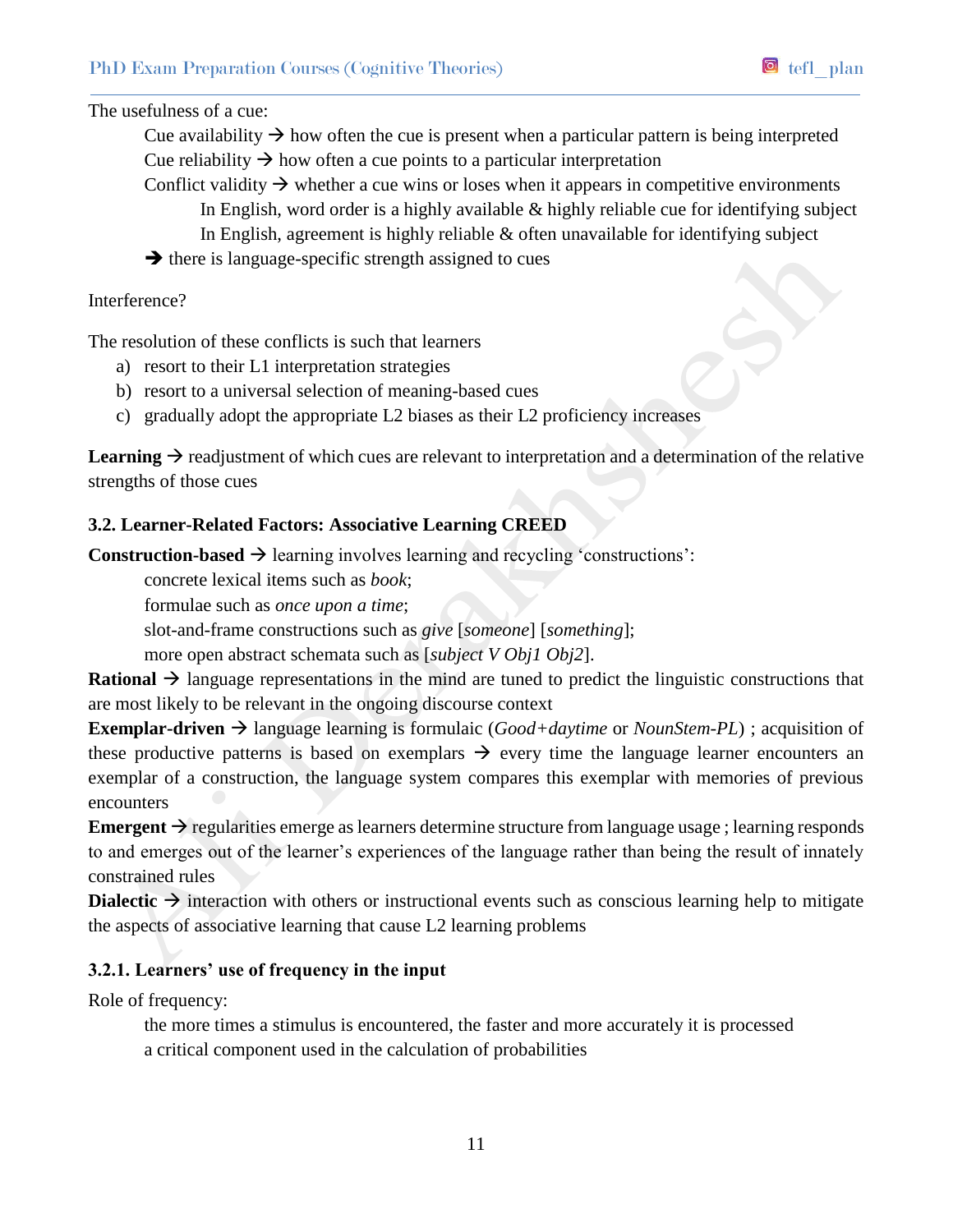The usefulness of a cue:

- Cue availability → how often the cue is present when a particular pattern is being interpreted
- Cue reliability → how often a cue points to a particular interpretation
- Conflict validity → whether a cue wins or loses when it appears in competitive environments
  - In English, word order is a highly available & highly reliable cue for identifying subject
  - In English, agreement is highly reliable & often unavailable for identifying subject

→ there is language-specific strength assigned to cues

Interference?

The resolution of these conflicts is such that learners

a) resort to their L1 interpretation strategies
b) resort to a universal selection of meaning-based cues
c) gradually adopt the appropriate L2 biases as their L2 proficiency increases

**Learning** → readjustment of which cues are relevant to interpretation and a determination of the relative strengths of those cues

### 3.2. Learner-Related Factors: Associative Learning CREED

**Construction-based** → learning involves learning and recycling 'constructions':

- concrete lexical items such as *book*;
- formulae such as *once upon a time*;
- slot-and-frame constructions such as *give* [*someone*] [*something*];
- more open abstract schemata such as [*subject V Obj1 Obj2*].

**Rational** → language representations in the mind are tuned to predict the linguistic constructions that are most likely to be relevant in the ongoing discourse context

**Exemplar-driven** → language learning is formulaic (*Good+daytime* or *NounStem-PL*) ; acquisition of these productive patterns is based on exemplars → every time the language learner encounters an exemplar of a construction, the language system compares this exemplar with memories of previous encounters

**Emergent** → regularities emerge as learners determine structure from language usage ; learning responds to and emerges out of the learner's experiences of the language rather than being the result of innately constrained rules

**Dialectic** → interaction with others or instructional events such as conscious learning help to mitigate the aspects of associative learning that cause L2 learning problems

#### 3.2.1. Learners' use of frequency in the input

Role of frequency:

- the more times a stimulus is encountered, the faster and more accurately it is processed
- a critical component used in the calculation of probabilities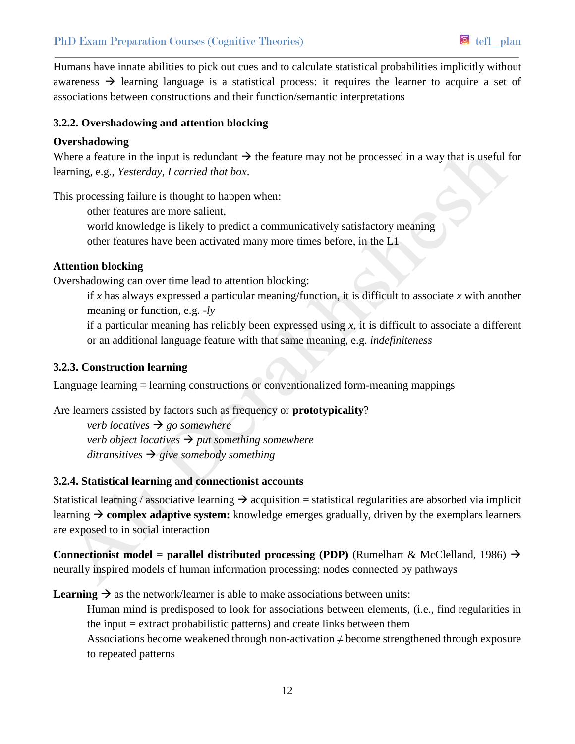Humans have innate abilities to pick out cues and to calculate statistical probabilities implicitly without awareness → learning language is a statistical process: it requires the learner to acquire a set of associations between constructions and their function/semantic interpretations

### 3.2.2. Overshadowing and attention blocking

**Overshadowing**

Where a feature in the input is redundant → the feature may not be processed in a way that is useful for learning, e.g., *Yesterday, I carried that box*.

This processing failure is thought to happen when:

- other features are more salient,
- world knowledge is likely to predict a communicatively satisfactory meaning
- other features have been activated many more times before, in the L1

**Attention blocking**

Overshadowing can over time lead to attention blocking:

- if *x* has always expressed a particular meaning/function, it is difficult to associate *x* with another meaning or function, e.g. *-ly*
- if a particular meaning has reliably been expressed using *x*, it is difficult to associate a different or an additional language feature with that same meaning, e.g. *indefiniteness*

### 3.2.3. Construction learning

Language learning = learning constructions or conventionalized form-meaning mappings

Are learners assisted by factors such as frequency or **prototypicality**?

- *verb locatives* → *go somewhere*
- *verb object locatives* → *put something somewhere*
- *ditransitives* → *give somebody something*

### 3.2.4. Statistical learning and connectionist accounts

Statistical learning / associative learning → acquisition = statistical regularities are absorbed via implicit learning → **complex adaptive system:** knowledge emerges gradually, driven by the exemplars learners are exposed to in social interaction

**Connectionist model** = **parallel distributed processing (PDP)** (Rumelhart & McClelland, 1986) → neurally inspired models of human information processing: nodes connected by pathways

**Learning** → as the network/learner is able to make associations between units:

- Human mind is predisposed to look for associations between elements, (i.e., find regularities in the input = extract probabilistic patterns) and create links between them
- Associations become weakened through non-activation ≠ become strengthened through exposure to repeated patterns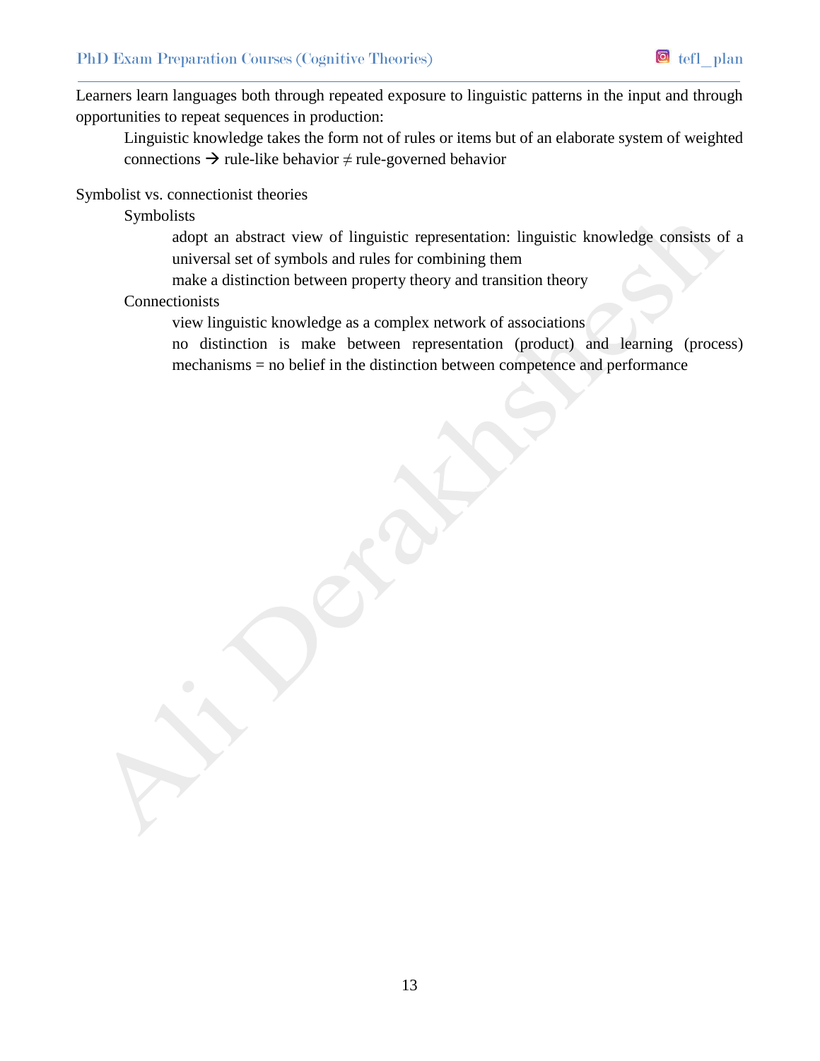Learners learn languages both through repeated exposure to linguistic patterns in the input and through opportunities to repeat sequences in production:

> Linguistic knowledge takes the form not of rules or items but of an elaborate system of weighted connections → rule-like behavior ≠ rule-governed behavior

Symbolist vs. connectionist theories

- Symbolists
  - adopt an abstract view of linguistic representation: linguistic knowledge consists of a universal set of symbols and rules for combining them
  - make a distinction between property theory and transition theory
- Connectionists
  - view linguistic knowledge as a complex network of associations
  - no distinction is make between representation (product) and learning (process) mechanisms = no belief in the distinction between competence and performance